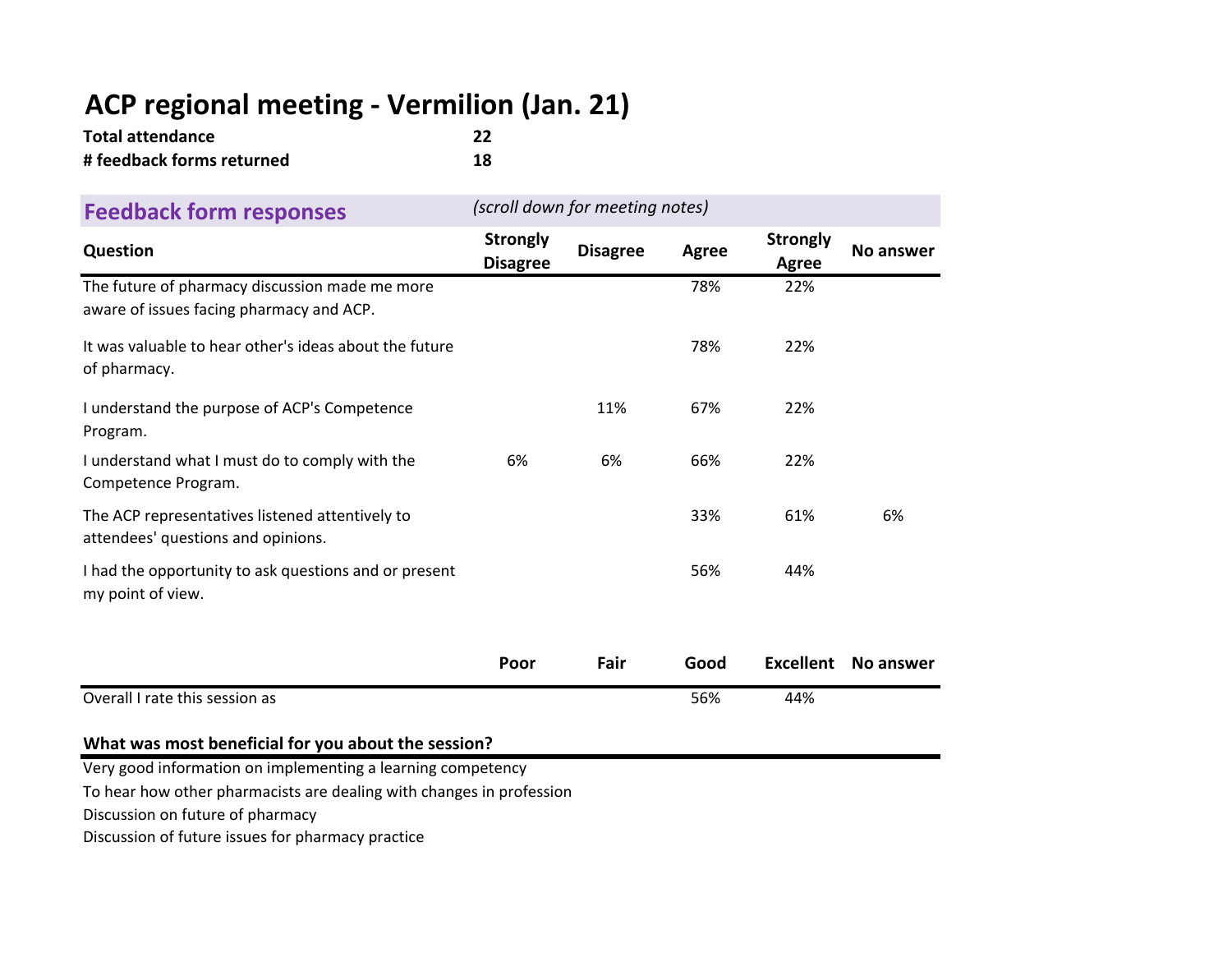# ACP regional meeting - Vermilion (Jan. 21)

**Total attendance** 22

**# feedback forms returned** 18

## Feedback form responses

*(scroll down for meeting notes)*

| Question | Strongly Disagree | Disagree | Agree | Strongly Agree | No answer |
|---|---|---|---|---|---|
| The future of pharmacy discussion made me more aware of issues facing pharmacy and ACP. | | | 78% | 22% | |
| It was valuable to hear other's ideas about the future of pharmacy. | | | 78% | 22% | |
| I understand the purpose of ACP's Competence Program. | | 11% | 67% | 22% | |
| I understand what I must do to comply with the Competence Program. | 6% | 6% | 66% | 22% | |
| The ACP representatives listened attentively to attendees' questions and opinions. | | | 33% | 61% | 6% |
| I had the opportunity to ask questions and or present my point of view. | | | 56% | 44% | |

| | Poor | Fair | Good | Excellent | No answer |
|---|---|---|---|---|---|
| Overall I rate this session as | | | 56% | 44% | |

**What was most beneficial for you about the session?**

Very good information on implementing a learning competency

To hear how other pharmacists are dealing with changes in profession

Discussion on future of pharmacy

Discussion of future issues for pharmacy practice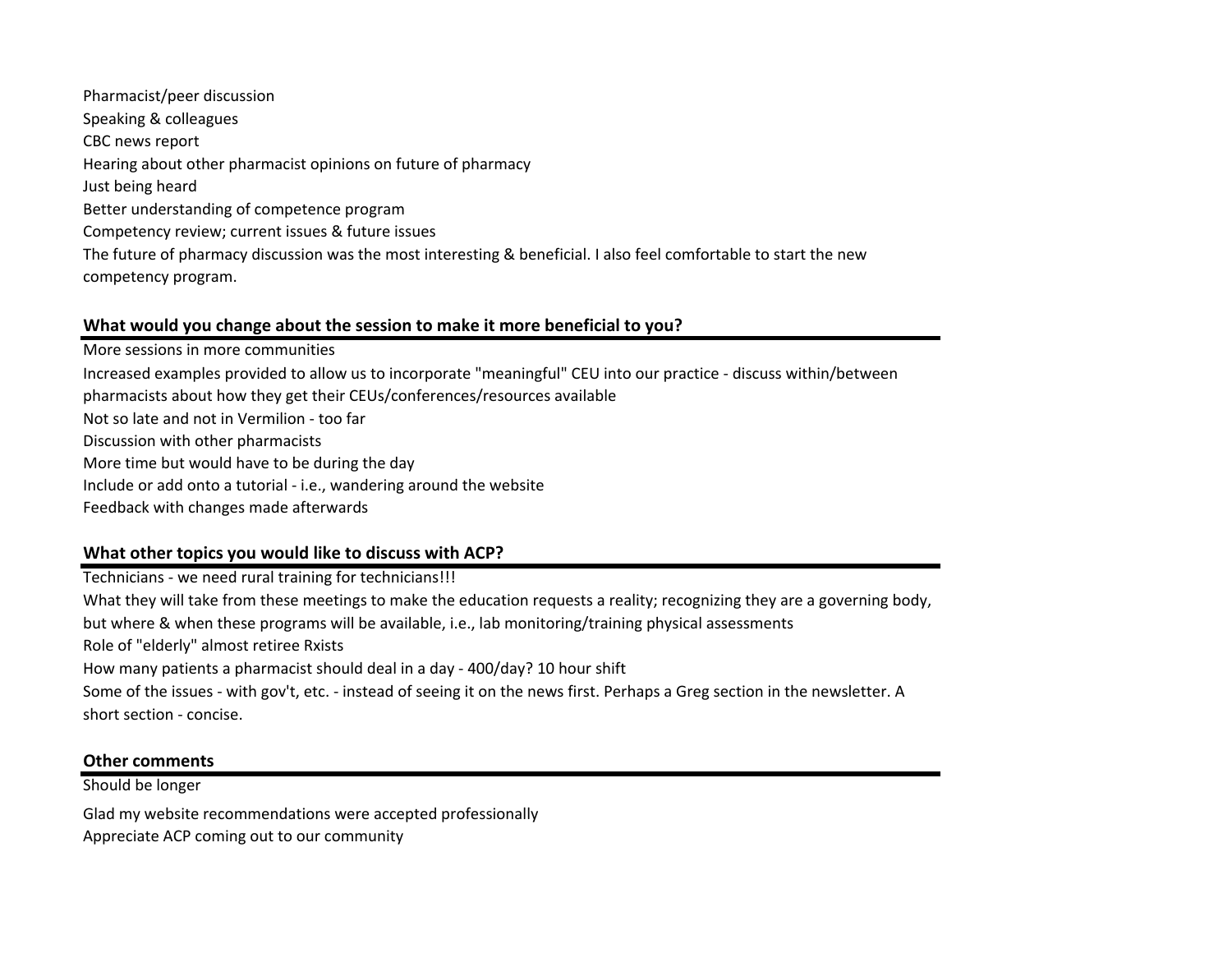Pharmacist/peer discussion

Speaking & colleagues

CBC news report

Hearing about other pharmacist opinions on future of pharmacy

Just being heard

Better understanding of competence program

Competency review; current issues & future issues

The future of pharmacy discussion was the most interesting & beneficial. I also feel comfortable to start the new competency program.

**What would you change about the session to make it more beneficial to you?**

More sessions in more communities

Increased examples provided to allow us to incorporate "meaningful" CEU into our practice - discuss within/between pharmacists about how they get their CEUs/conferences/resources available

Not so late and not in Vermilion - too far

Discussion with other pharmacists

More time but would have to be during the day

Include or add onto a tutorial - i.e., wandering around the website

Feedback with changes made afterwards

**What other topics you would like to discuss with ACP?**

Technicians - we need rural training for technicians!!!

What they will take from these meetings to make the education requests a reality; recognizing they are a governing body, but where & when these programs will be available, i.e., lab monitoring/training physical assessments

Role of "elderly" almost retiree Rxists

How many patients a pharmacist should deal in a day - 400/day? 10 hour shift

Some of the issues - with gov't, etc. - instead of seeing it on the news first. Perhaps a Greg section in the newsletter. A short section - concise.

**Other comments**

Should be longer

Glad my website recommendations were accepted professionally

Appreciate ACP coming out to our community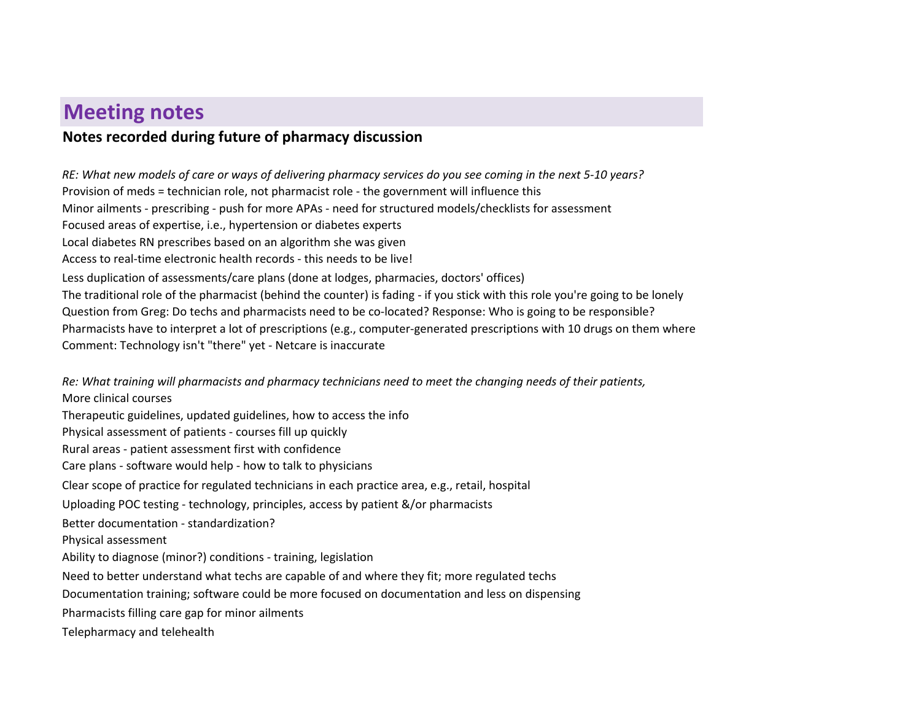# Meeting notes

**Notes recorded during future of pharmacy discussion**

*RE: What new models of care or ways of delivering pharmacy services do you see coming in the next 5-10 years?*

Provision of meds = technician role, not pharmacist role - the government will influence this

Minor ailments - prescribing - push for more APAs - need for structured models/checklists for assessment

Focused areas of expertise, i.e., hypertension or diabetes experts

Local diabetes RN prescribes based on an algorithm she was given

Access to real-time electronic health records - this needs to be live!

Less duplication of assessments/care plans (done at lodges, pharmacies, doctors' offices)

The traditional role of the pharmacist (behind the counter) is fading - if you stick with this role you're going to be lonely

Question from Greg: Do techs and pharmacists need to be co-located? Response: Who is going to be responsible?

Pharmacists have to interpret a lot of prescriptions (e.g., computer-generated prescriptions with 10 drugs on them where

Comment: Technology isn't "there" yet - Netcare is inaccurate

*Re: What training will pharmacists and pharmacy technicians need to meet the changing needs of their patients,*

More clinical courses

Therapeutic guidelines, updated guidelines, how to access the info

Physical assessment of patients - courses fill up quickly

Rural areas - patient assessment first with confidence

Care plans - software would help - how to talk to physicians

Clear scope of practice for regulated technicians in each practice area, e.g., retail, hospital

Uploading POC testing - technology, principles, access by patient &/or pharmacists

Better documentation - standardization?

Physical assessment

Ability to diagnose (minor?) conditions - training, legislation

Need to better understand what techs are capable of and where they fit; more regulated techs

Documentation training; software could be more focused on documentation and less on dispensing

Pharmacists filling care gap for minor ailments

Telepharmacy and telehealth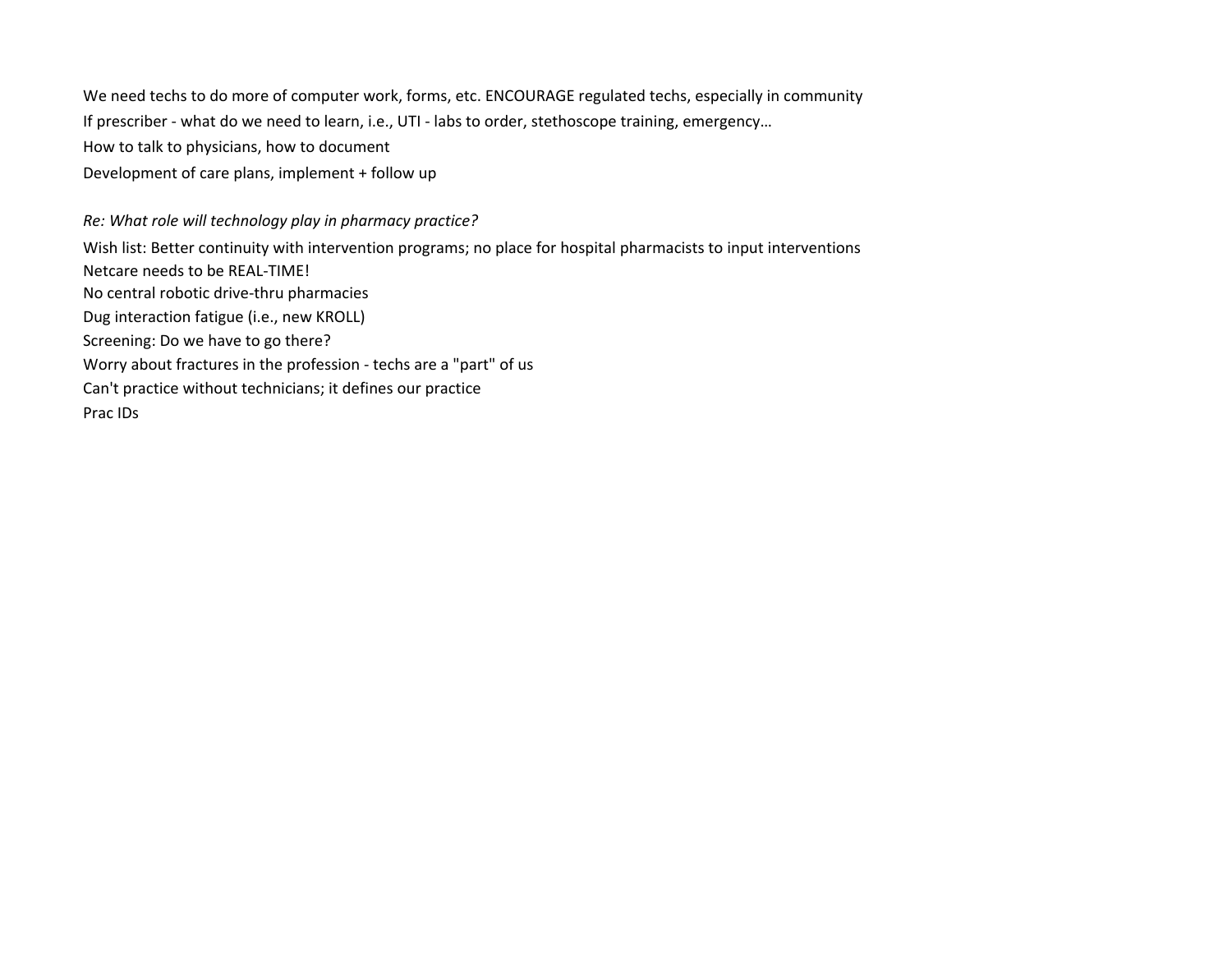We need techs to do more of computer work, forms, etc. ENCOURAGE regulated techs, especially in community

If prescriber - what do we need to learn, i.e., UTI - labs to order, stethoscope training, emergency…

How to talk to physicians, how to document

Development of care plans, implement + follow up

*Re: What role will technology play in pharmacy practice?*

Wish list: Better continuity with intervention programs; no place for hospital pharmacists to input interventions

Netcare needs to be REAL-TIME!

No central robotic drive-thru pharmacies

Dug interaction fatigue (i.e., new KROLL)

Screening: Do we have to go there?

Worry about fractures in the profession - techs are a "part" of us

Can't practice without technicians; it defines our practice

Prac IDs